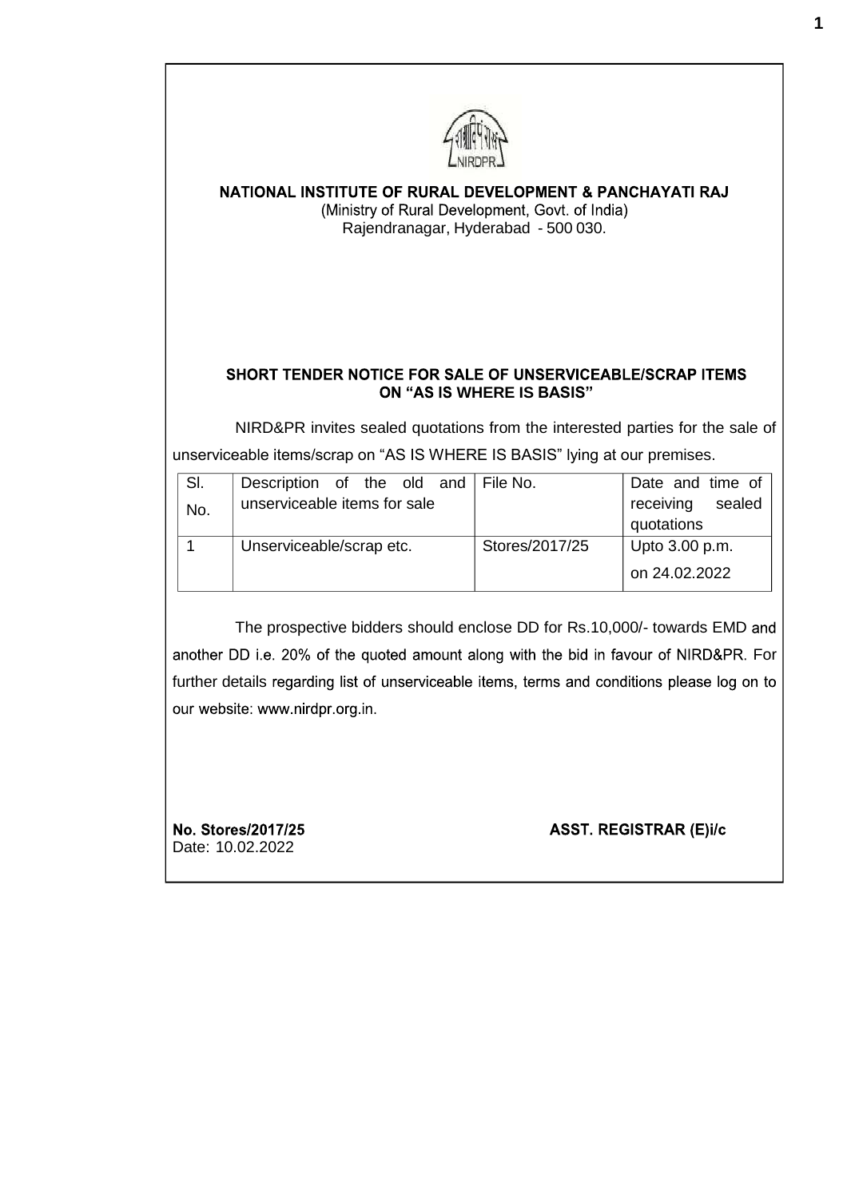**NATIONAL INSTITUTE OF RURAL DEVELOPMENT & PANCHAYATI RAJ**
(Ministry of Rural Development, Govt. of India)
Rajendranagar, Hyderabad - 500 030.

## SHORT TENDER NOTICE FOR SALE OF UNSERVICEABLE/SCRAP ITEMS ON "AS IS WHERE IS BASIS"

NIRD&PR invites sealed quotations from the interested parties for the sale of unserviceable items/scrap on "AS IS WHERE IS BASIS" lying at our premises.

| Sl. No. | Description of the old and unserviceable items for sale | File No. | Date and time of receiving sealed quotations |
|---|---|---|---|
| 1 | Unserviceable/scrap etc. | Stores/2017/25 | Upto 3.00 p.m. on 24.02.2022 |

The prospective bidders should enclose DD for Rs.10,000/- towards EMD and another DD i.e. 20% of the quoted amount along with the bid in favour of NIRD&PR. For further details regarding list of unserviceable items, terms and conditions please log on to our website: www.nirdpr.org.in.

**No. Stores/2017/25**
Date: 10.02.2022

**ASST. REGISTRAR (E)i/c**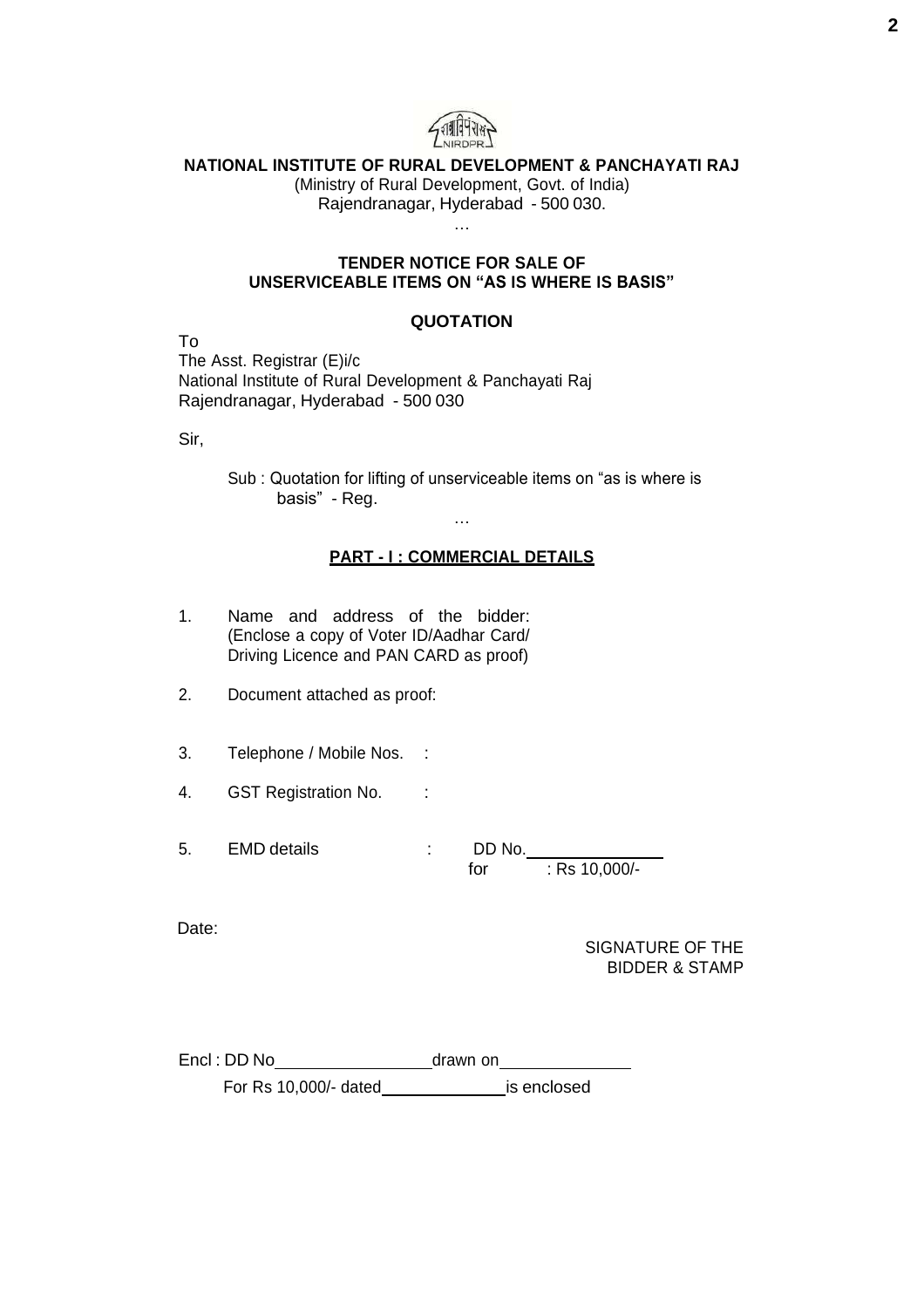**NATIONAL INSTITUTE OF RURAL DEVELOPMENT & PANCHAYATI RAJ**
(Ministry of Rural Development, Govt. of India)
Rajendranagar, Hyderabad - 500 030.

…

**TENDER NOTICE FOR SALE OF UNSERVICEABLE ITEMS ON "AS IS WHERE IS BASIS"**

## QUOTATION

To
The Asst. Registrar (E)i/c
National Institute of Rural Development & Panchayati Raj
Rajendranagar, Hyderabad - 500 030

Sir,

Sub : Quotation for lifting of unserviceable items on "as is where is basis" - Reg.

…

**PART - I : COMMERCIAL DETAILS**

1. Name and address of the bidder: (Enclose a copy of Voter ID/Aadhar Card/ Driving Licence and PAN CARD as proof)

2. Document attached as proof:

3. Telephone / Mobile Nos. :

4. GST Registration No. :

5. EMD details : DD No.________
   for : Rs 10,000/-

Date:

SIGNATURE OF THE BIDDER & STAMP

Encl : DD No________ drawn on________
For Rs 10,000/- dated________ is enclosed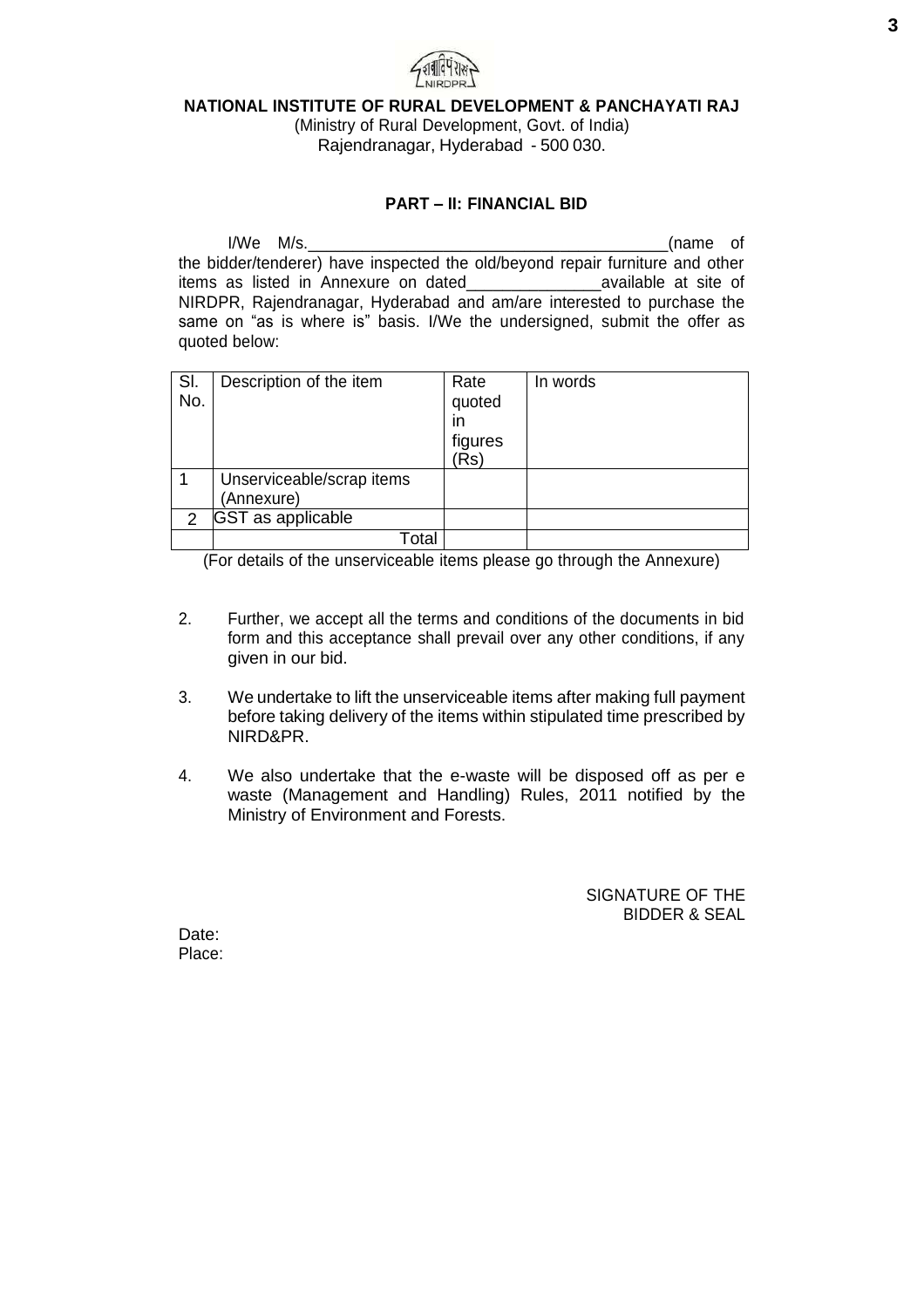**NATIONAL INSTITUTE OF RURAL DEVELOPMENT & PANCHAYATI RAJ**
(Ministry of Rural Development, Govt. of India)
Rajendranagar, Hyderabad - 500 030.

## PART – II: FINANCIAL BID

I/We M/s.________________________________________(name of the bidder/tenderer) have inspected the old/beyond repair furniture and other items as listed in Annexure on dated_______________available at site of NIRDPR, Rajendranagar, Hyderabad and am/are interested to purchase the same on "as is where is" basis. I/We the undersigned, submit the offer as quoted below:

| Sl. No. | Description of the item | Rate quoted in figures (Rs) | In words |
|---|---|---|---|
| 1 | Unserviceable/scrap items (Annexure) | | |
| 2 | GST as applicable | | |
| | Total | | |

(For details of the unserviceable items please go through the Annexure)

2. Further, we accept all the terms and conditions of the documents in bid form and this acceptance shall prevail over any other conditions, if any given in our bid.

3. We undertake to lift the unserviceable items after making full payment before taking delivery of the items within stipulated time prescribed by NIRD&PR.

4. We also undertake that the e-waste will be disposed off as per e waste (Management and Handling) Rules, 2011 notified by the Ministry of Environment and Forests.

SIGNATURE OF THE
BIDDER & SEAL

Date:
Place: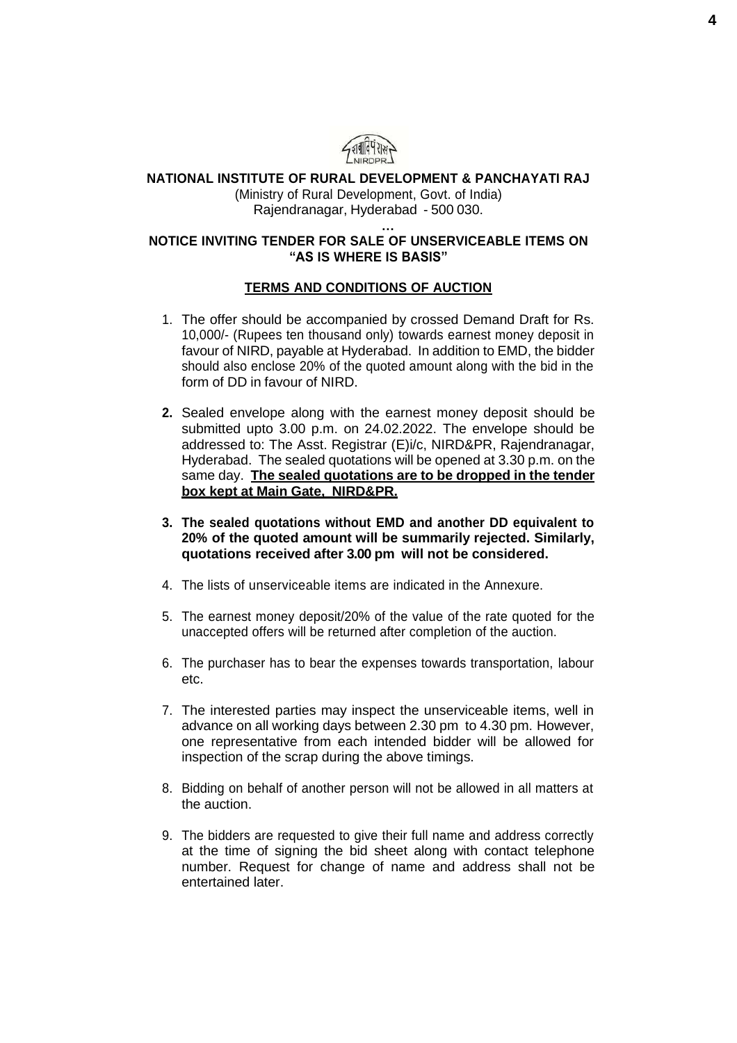**NATIONAL INSTITUTE OF RURAL DEVELOPMENT & PANCHAYATI RAJ**
(Ministry of Rural Development, Govt. of India)
Rajendranagar, Hyderabad - 500 030.

…

**NOTICE INVITING TENDER FOR SALE OF UNSERVICEABLE ITEMS ON "AS IS WHERE IS BASIS"**

**TERMS AND CONDITIONS OF AUCTION**

1. The offer should be accompanied by crossed Demand Draft for Rs. 10,000/- (Rupees ten thousand only) towards earnest money deposit in favour of NIRD, payable at Hyderabad. In addition to EMD, the bidder should also enclose 20% of the quoted amount along with the bid in the form of DD in favour of NIRD.

2. Sealed envelope along with the earnest money deposit should be submitted upto 3.00 p.m. on 24.02.2022. The envelope should be addressed to: The Asst. Registrar (E)i/c, NIRD&PR, Rajendranagar, Hyderabad. The sealed quotations will be opened at 3.30 p.m. on the same day. **The sealed quotations are to be dropped in the tender box kept at Main Gate, NIRD&PR.**

3. **The sealed quotations without EMD and another DD equivalent to 20% of the quoted amount will be summarily rejected. Similarly, quotations received after 3.00 pm will not be considered.**

4. The lists of unserviceable items are indicated in the Annexure.

5. The earnest money deposit/20% of the value of the rate quoted for the unaccepted offers will be returned after completion of the auction.

6. The purchaser has to bear the expenses towards transportation, labour etc.

7. The interested parties may inspect the unserviceable items, well in advance on all working days between 2.30 pm to 4.30 pm. However, one representative from each intended bidder will be allowed for inspection of the scrap during the above timings.

8. Bidding on behalf of another person will not be allowed in all matters at the auction.

9. The bidders are requested to give their full name and address correctly at the time of signing the bid sheet along with contact telephone number. Request for change of name and address shall not be entertained later.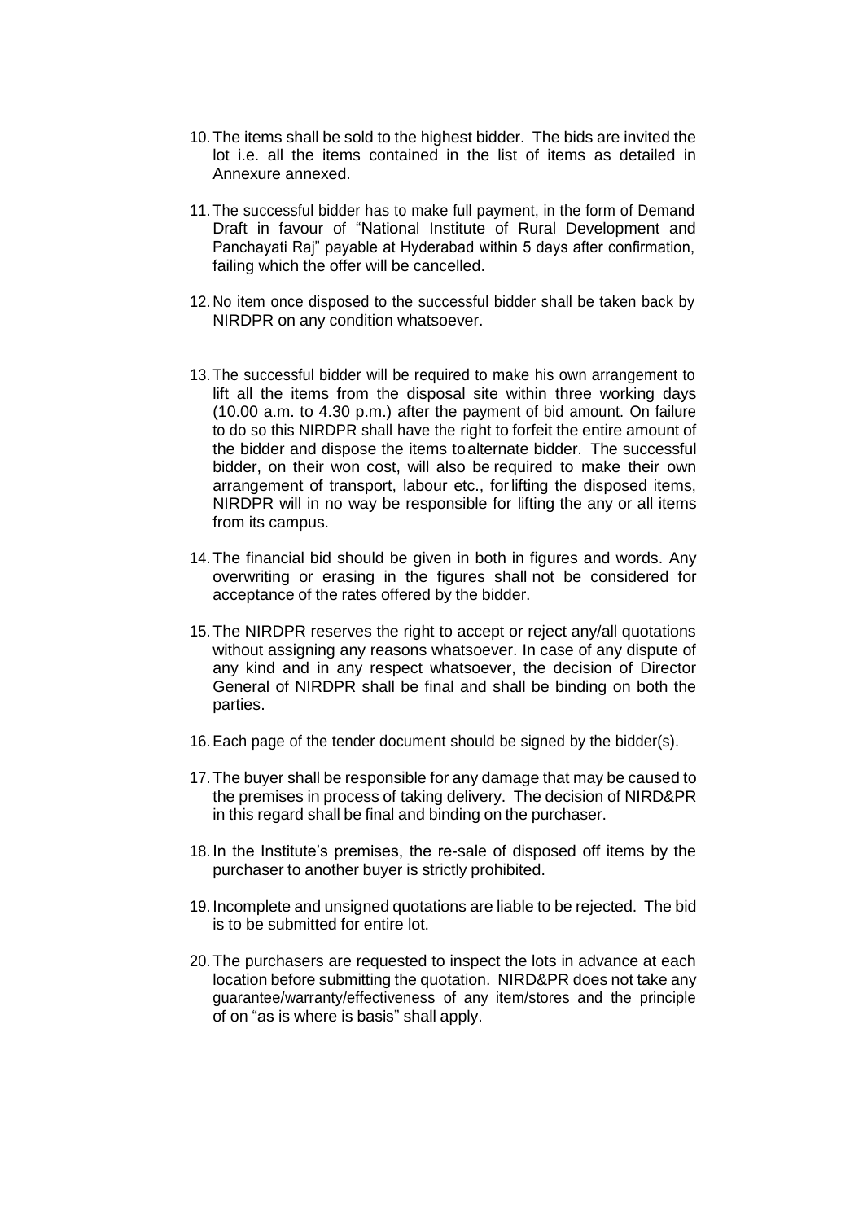10. The items shall be sold to the highest bidder. The bids are invited the lot i.e. all the items contained in the list of items as detailed in Annexure annexed.

11. The successful bidder has to make full payment, in the form of Demand Draft in favour of "National Institute of Rural Development and Panchayati Raj" payable at Hyderabad within 5 days after confirmation, failing which the offer will be cancelled.

12. No item once disposed to the successful bidder shall be taken back by NIRDPR on any condition whatsoever.

13. The successful bidder will be required to make his own arrangement to lift all the items from the disposal site within three working days (10.00 a.m. to 4.30 p.m.) after the payment of bid amount. On failure to do so this NIRDPR shall have the right to forfeit the entire amount of the bidder and dispose the items to alternate bidder. The successful bidder, on their won cost, will also be required to make their own arrangement of transport, labour etc., for lifting the disposed items, NIRDPR will in no way be responsible for lifting the any or all items from its campus.

14. The financial bid should be given in both in figures and words. Any overwriting or erasing in the figures shall not be considered for acceptance of the rates offered by the bidder.

15. The NIRDPR reserves the right to accept or reject any/all quotations without assigning any reasons whatsoever. In case of any dispute of any kind and in any respect whatsoever, the decision of Director General of NIRDPR shall be final and shall be binding on both the parties.

16. Each page of the tender document should be signed by the bidder(s).

17. The buyer shall be responsible for any damage that may be caused to the premises in process of taking delivery. The decision of NIRD&PR in this regard shall be final and binding on the purchaser.

18. In the Institute's premises, the re-sale of disposed off items by the purchaser to another buyer is strictly prohibited.

19. Incomplete and unsigned quotations are liable to be rejected. The bid is to be submitted for entire lot.

20. The purchasers are requested to inspect the lots in advance at each location before submitting the quotation. NIRD&PR does not take any guarantee/warranty/effectiveness of any item/stores and the principle of on "as is where is basis" shall apply.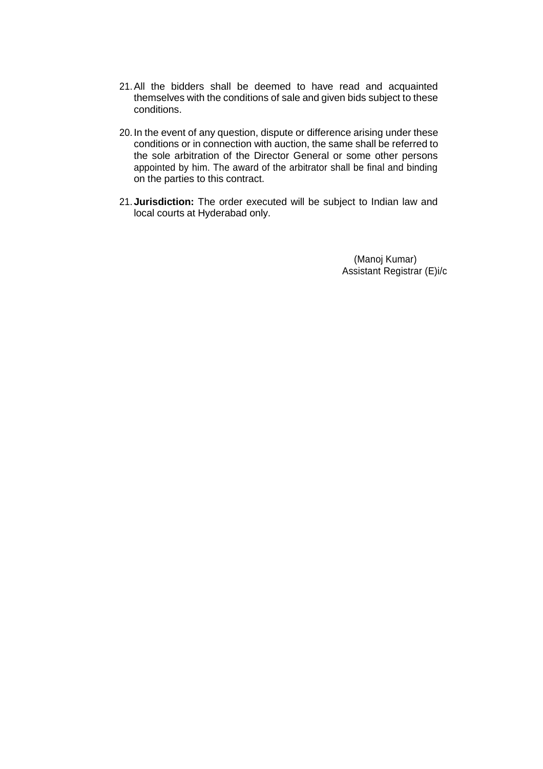21. All the bidders shall be deemed to have read and acquainted themselves with the conditions of sale and given bids subject to these conditions.

20. In the event of any question, dispute or difference arising under these conditions or in connection with auction, the same shall be referred to the sole arbitration of the Director General or some other persons appointed by him. The award of the arbitrator shall be final and binding on the parties to this contract.

21. **Jurisdiction:** The order executed will be subject to Indian law and local courts at Hyderabad only.

(Manoj Kumar)
Assistant Registrar (E)i/c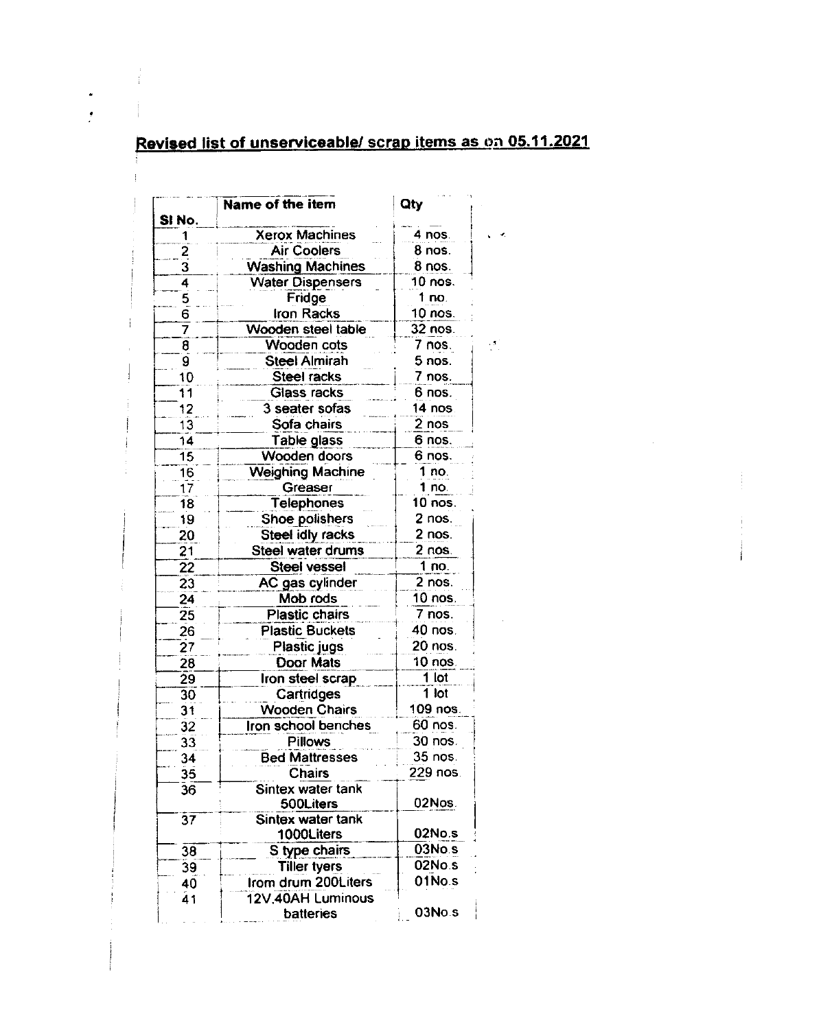## Revised list of unserviceable/ scrap items as on 05.11.2021

| Sl No. | Name of the item | Qty |
|---|---|---|
| 1 | Xerox Machines | 4 nos. |
| 2 | Air Coolers | 8 nos. |
| 3 | Washing Machines | 8 nos. |
| 4 | Water Dispensers | 10 nos. |
| 5 | Fridge | 1 no. |
| 6 | Iron Racks | 10 nos. |
| 7 | Wooden steel table | 32 nos. |
| 8 | Wooden cots | 7 nos. |
| 9 | Steel Almirah | 5 nos. |
| 10 | Steel racks | 7 nos. |
| 11 | Glass racks | 6 nos. |
| 12 | 3 seater sofas | 14 nos |
| 13 | Sofa chairs | 2 nos |
| 14 | Table glass | 6 nos. |
| 15 | Wooden doors | 6 nos. |
| 16 | Weighing Machine | 1 no. |
| 17 | Greaser | 1 no. |
| 18 | Telephones | 10 nos. |
| 19 | Shoe polishers | 2 nos. |
| 20 | Steel idly racks | 2 nos. |
| 21 | Steel water drums | 2 nos. |
| 22 | Steel vessel | 1 no. |
| 23 | AC gas cylinder | 2 nos. |
| 24 | Mob rods | 10 nos. |
| 25 | Plastic chairs | 7 nos. |
| 26 | Plastic Buckets | 40 nos. |
| 27 | Plastic jugs | 20 nos. |
| 28 | Door Mats | 10 nos. |
| 29 | Iron steel scrap | 1 lot |
| 30 | Cartridges | 1 lot |
| 31 | Wooden Chairs | 109 nos. |
| 32 | Iron school benches | 60 nos. |
| 33 | Pillows | 30 nos. |
| 34 | Bed Mattresses | 35 nos. |
| 35 | Chairs | 229 nos. |
| 36 | Sintex water tank 500Liters | 02Nos. |
| 37 | Sintex water tank 1000Liters | 02No.s |
| 38 | S type chairs | 03No.s |
| 39 | Tiller tyers | 02No.s |
| 40 | Irom drum 200Liters | 01No.s |
| 41 | 12V.40AH Luminous batteries | 03No.s |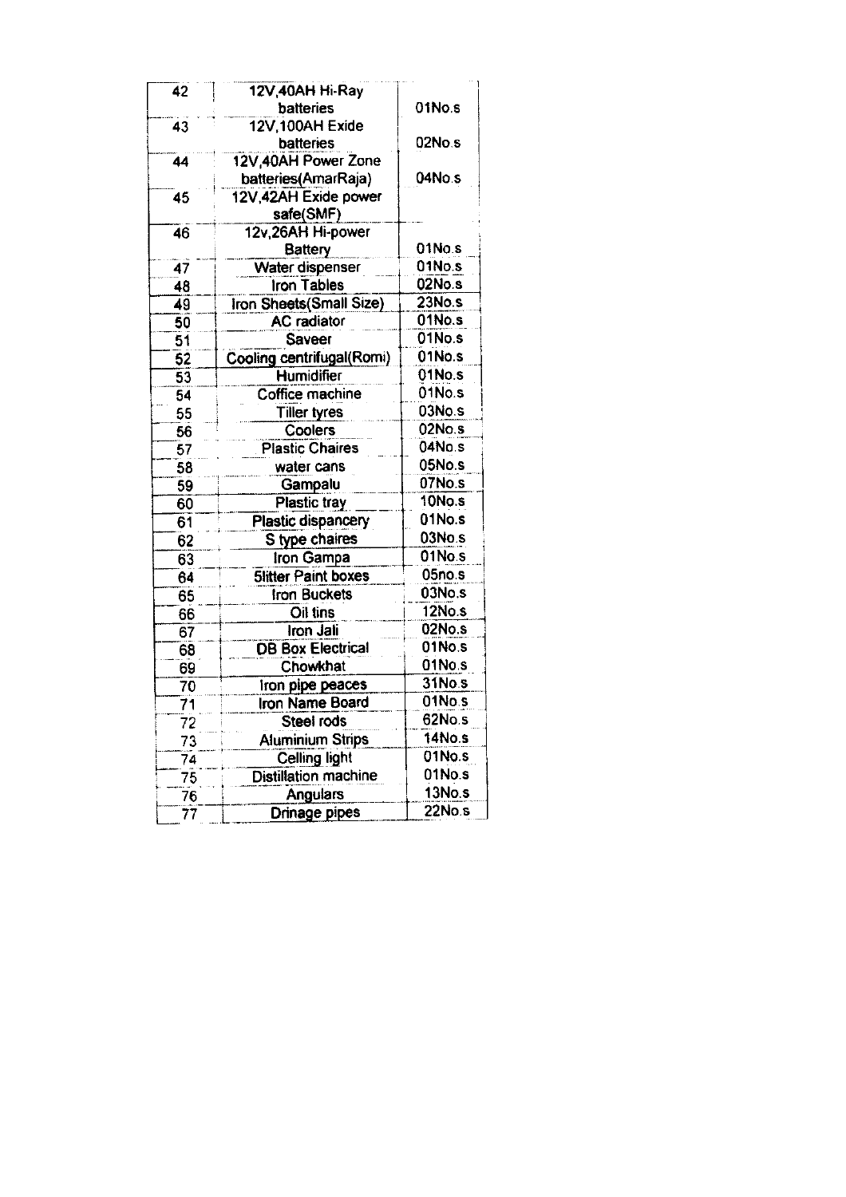| | | |
|---|---|---|
| 42 | 12V,40AH Hi-Ray batteries | 01No.s |
| 43 | 12V,100AH Exide batteries | 02No.s |
| 44 | 12V,40AH Power Zone batteries(AmarRaja) | 04No.s |
| 45 | 12V,42AH Exide power safe(SMF) | |
| 46 | 12v,26AH Hi-power Battery | 01No.s |
| 47 | Water dispenser | 01No.s |
| 48 | Iron Tables | 02No.s |
| 49 | Iron Sheets(Small Size) | 23No.s |
| 50 | AC radiator | 01No.s |
| 51 | Saveer | 01No.s |
| 52 | Cooling centrifugal(Romi) | 01No.s |
| 53 | Humidifier | 01No.s |
| 54 | Coffice machine | 01No.s |
| 55 | Tiller tyres | 03No.s |
| 56 | Coolers | 02No.s |
| 57 | Plastic Chaires | 04No.s |
| 58 | water cans | 05No.s |
| 59 | Gampalu | 07No.s |
| 60 | Plastic tray | 10No.s |
| 61 | Plastic dispancery | 01No.s |
| 62 | S type chaires | 03No.s |
| 63 | Iron Gampa | 01No.s |
| 64 | 5litter Paint boxes | 05no.s |
| 65 | Iron Buckets | 03No.s |
| 66 | Oil tins | 12No.s |
| 67 | Iron Jali | 02No.s |
| 68 | DB Box Electrical | 01No.s |
| 69 | Chowkhat | 01No.s |
| 70 | Iron pipe peaces | 31No.s |
| 71 | Iron Name Board | 01No.s |
| 72 | Steel rods | 62No.s |
| 73 | Aluminium Strips | 14No.s |
| 74 | Celling light | 01No.s |
| 75 | Distillation machine | 01No.s |
| 76 | Angulars | 13No.s |
| 77 | Drinage pipes | 22No.s |